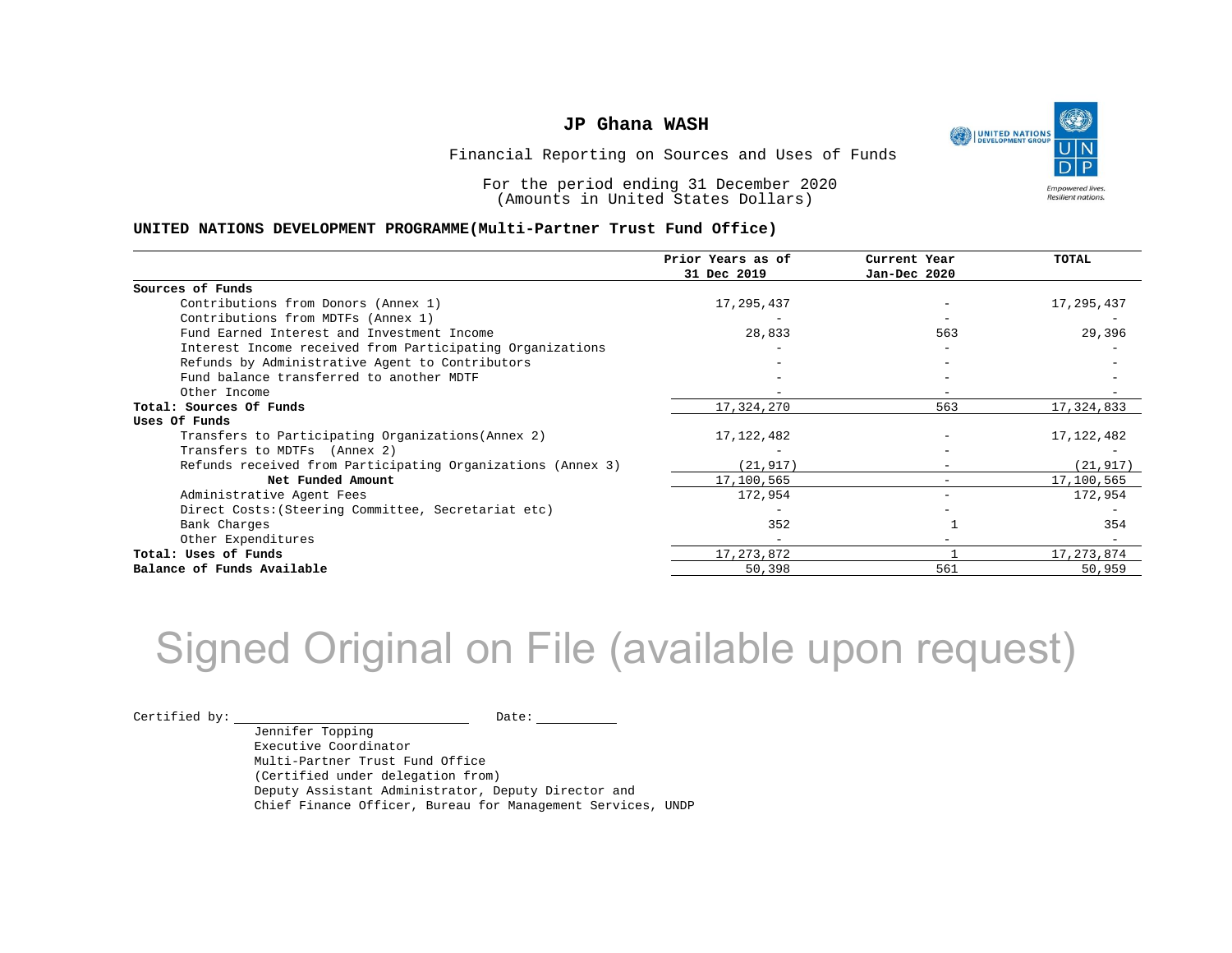# JP Ghana WASH

Financial Reporting on Sources and Uses of Funds

For the period ending 31 December 2020
(Amounts in United States Dollars)

**UNITED NATIONS DEVELOPMENT PROGRAMME(Multi-Partner Trust Fund Office)**

| | Prior Years as of 31 Dec 2019 | Current Year Jan-Dec 2020 | TOTAL |
|---|---|---|---|
| **Sources of Funds** | | | |
| Contributions from Donors (Annex 1) | 17,295,437 | - | 17,295,437 |
| Contributions from MDTFs (Annex 1) | - | - | - |
| Fund Earned Interest and Investment Income | 28,833 | 563 | 29,396 |
| Interest Income received from Participating Organizations | - | - | - |
| Refunds by Administrative Agent to Contributors | - | - | - |
| Fund balance transferred to another MDTF | - | - | - |
| Other Income | - | - | - |
| **Total: Sources Of Funds** | 17,324,270 | 563 | 17,324,833 |
| **Uses Of Funds** | | | |
| Transfers to Participating Organizations(Annex 2) | 17,122,482 | - | 17,122,482 |
| Transfers to MDTFs (Annex 2) | - | - | - |
| Refunds received from Participating Organizations (Annex 3) | (21,917) | - | (21,917) |
| **Net Funded Amount** | 17,100,565 | - | 17,100,565 |
| Administrative Agent Fees | 172,954 | - | 172,954 |
| Direct Costs:(Steering Committee, Secretariat etc) | - | - | - |
| Bank Charges | 352 | 1 | 354 |
| Other Expenditures | - | - | - |
| **Total: Uses of Funds** | 17,273,872 | 1 | 17,273,874 |
| **Balance of Funds Available** | 50,398 | 561 | 50,959 |

Signed Original on File (available upon request)

Certified by: ______________________ Date: __________

Jennifer Topping
Executive Coordinator
Multi-Partner Trust Fund Office
(Certified under delegation from)
Deputy Assistant Administrator, Deputy Director and
Chief Finance Officer, Bureau for Management Services, UNDP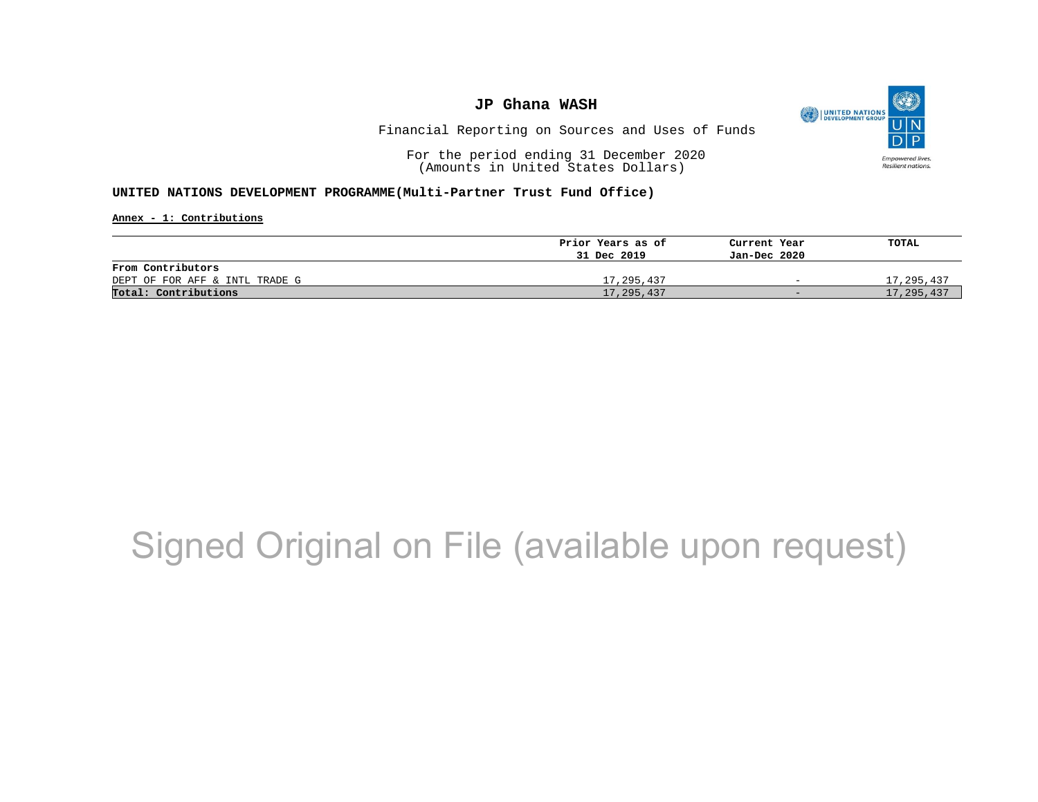**JP Ghana WASH**

Financial Reporting on Sources and Uses of Funds

For the period ending 31 December 2020
(Amounts in United States Dollars)

**UNITED NATIONS DEVELOPMENT PROGRAMME(Multi-Partner Trust Fund Office)**

**Annex - 1: Contributions**

| | Prior Years as of 31 Dec 2019 | Current Year Jan-Dec 2020 | TOTAL |
|---|---|---|---|
| **From Contributors** | | | |
| DEPT OF FOR AFF & INTL TRADE G | 17,295,437 | - | 17,295,437 |
| **Total: Contributions** | 17,295,437 | - | 17,295,437 |

Signed Original on File (available upon request)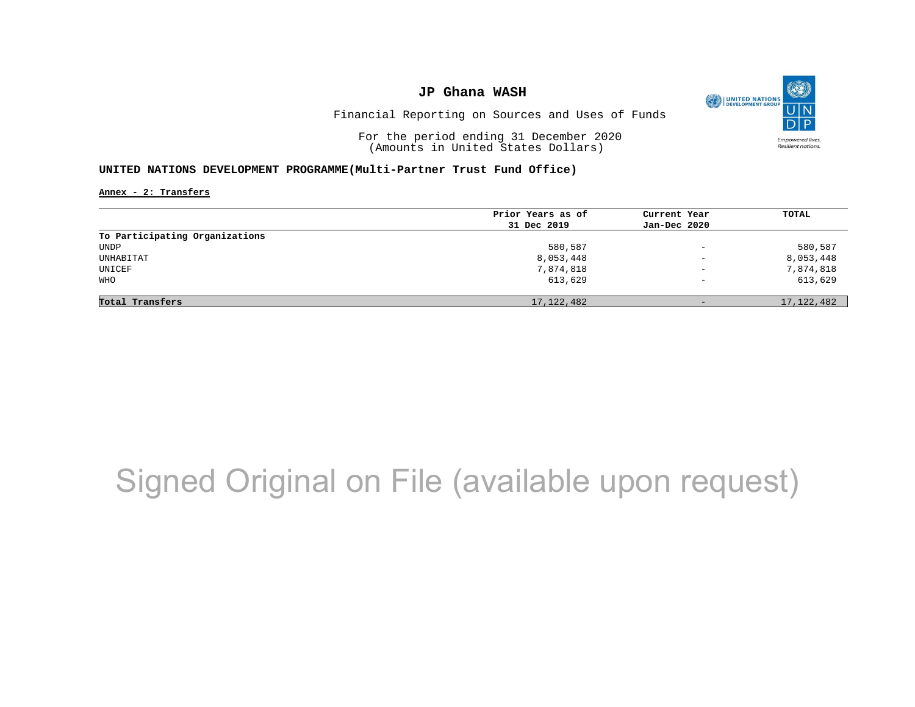# JP Ghana WASH

Financial Reporting on Sources and Uses of Funds

For the period ending 31 December 2020
(Amounts in United States Dollars)

**UNITED NATIONS DEVELOPMENT PROGRAMME(Multi-Partner Trust Fund Office)**

**Annex - 2: Transfers**

| | Prior Years as of 31 Dec 2019 | Current Year Jan-Dec 2020 | TOTAL |
|---|---|---|---|
| **To Participating Organizations** | | | |
| UNDP | 580,587 | - | 580,587 |
| UNHABITAT | 8,053,448 | - | 8,053,448 |
| UNICEF | 7,874,818 | - | 7,874,818 |
| WHO | 613,629 | - | 613,629 |
| **Total Transfers** | 17,122,482 | - | 17,122,482 |

Signed Original on File (available upon request)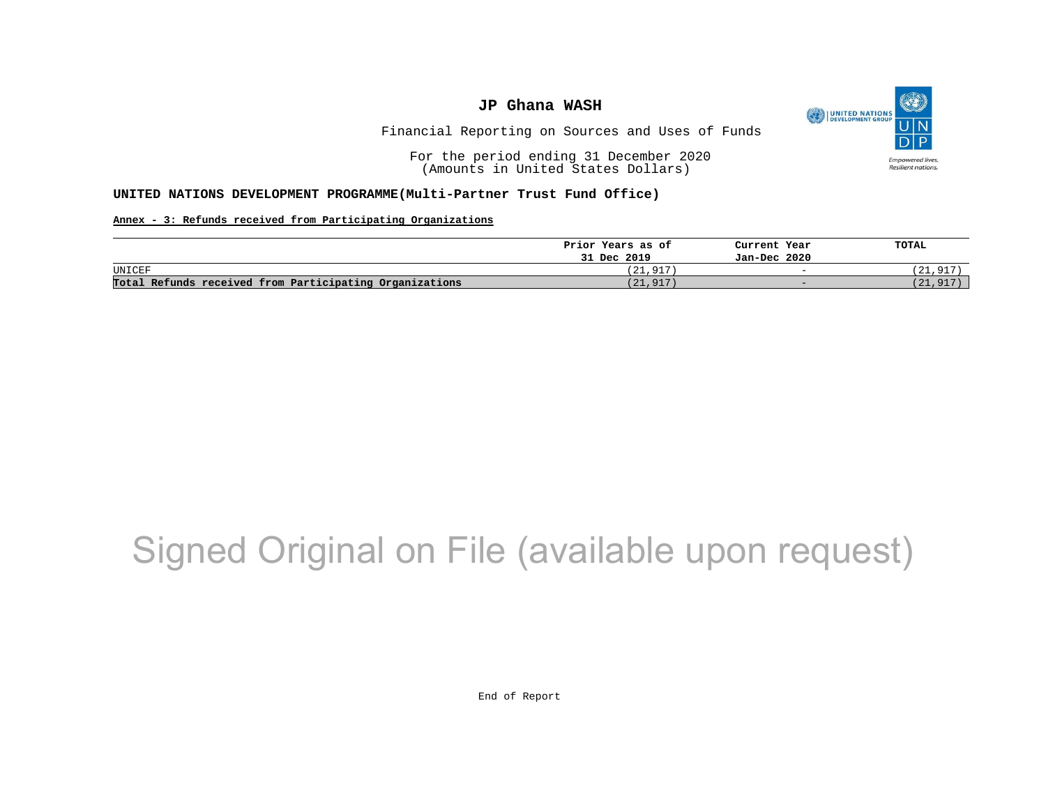# JP Ghana WASH

Financial Reporting on Sources and Uses of Funds

For the period ending 31 December 2020
(Amounts in United States Dollars)

**UNITED NATIONS DEVELOPMENT PROGRAMME(Multi-Partner Trust Fund Office)**

**Annex - 3: Refunds received from Participating Organizations**

| | Prior Years as of 31 Dec 2019 | Current Year Jan-Dec 2020 | TOTAL |
|---|---|---|---|
| UNICEF | (21,917) | - | (21,917) |
| **Total Refunds received from Participating Organizations** | (21,917) | - | (21,917) |

Signed Original on File (available upon request)

End of Report